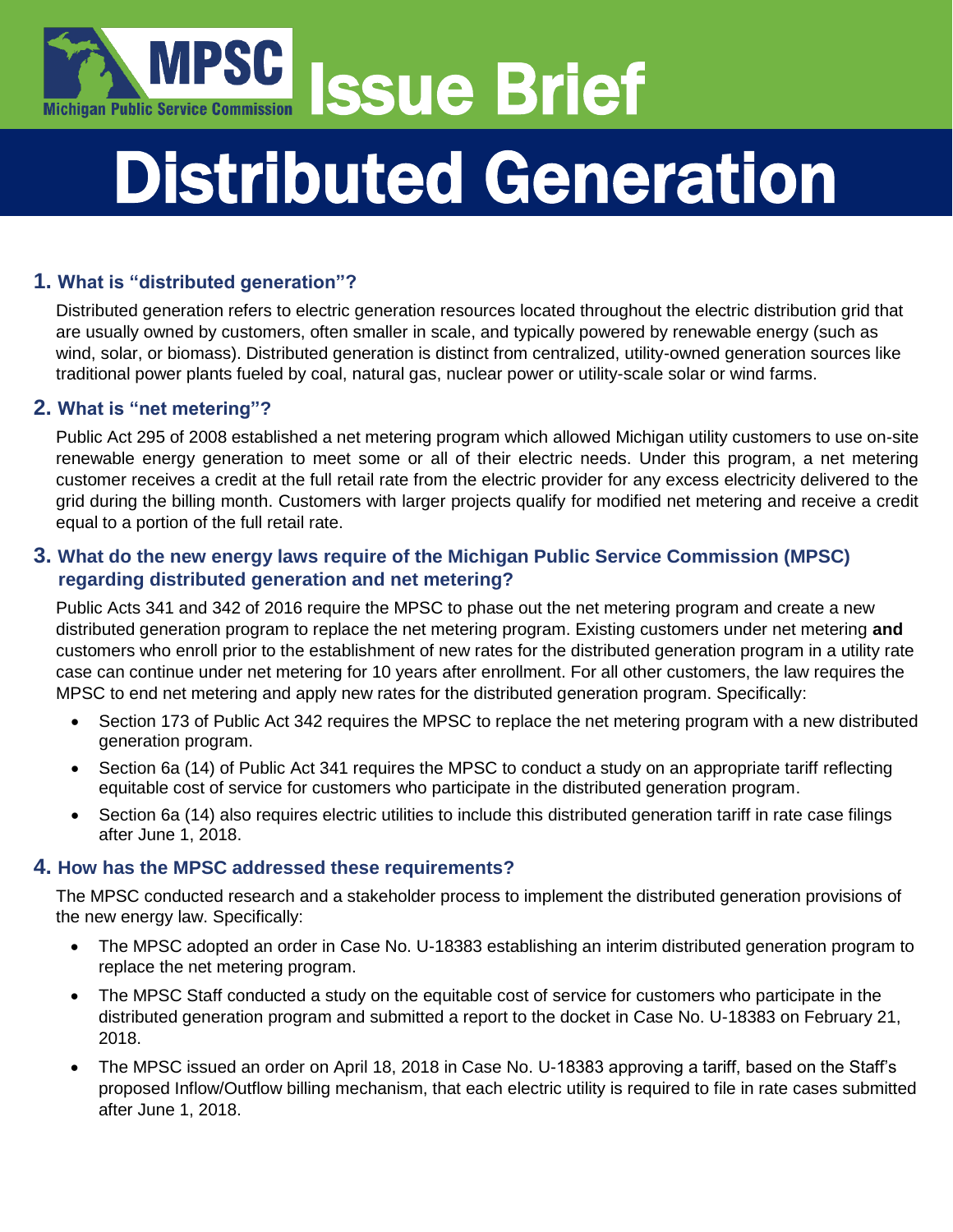# MPSC Issue Brief

Michigan Public Service Commission

# Distributed Generation

## 1. What is "distributed generation"?

Distributed generation refers to electric generation resources located throughout the electric distribution grid that are usually owned by customers, often smaller in scale, and typically powered by renewable energy (such as wind, solar, or biomass). Distributed generation is distinct from centralized, utility-owned generation sources like traditional power plants fueled by coal, natural gas, nuclear power or utility-scale solar or wind farms.

## 2. What is "net metering"?

Public Act 295 of 2008 established a net metering program which allowed Michigan utility customers to use on-site renewable energy generation to meet some or all of their electric needs. Under this program, a net metering customer receives a credit at the full retail rate from the electric provider for any excess electricity delivered to the grid during the billing month. Customers with larger projects qualify for modified net metering and receive a credit equal to a portion of the full retail rate.

## 3. What do the new energy laws require of the Michigan Public Service Commission (MPSC) regarding distributed generation and net metering?

Public Acts 341 and 342 of 2016 require the MPSC to phase out the net metering program and create a new distributed generation program to replace the net metering program. Existing customers under net metering **and** customers who enroll prior to the establishment of new rates for the distributed generation program in a utility rate case can continue under net metering for 10 years after enrollment. For all other customers, the law requires the MPSC to end net metering and apply new rates for the distributed generation program. Specifically:

- Section 173 of Public Act 342 requires the MPSC to replace the net metering program with a new distributed generation program.
- Section 6a (14) of Public Act 341 requires the MPSC to conduct a study on an appropriate tariff reflecting equitable cost of service for customers who participate in the distributed generation program.
- Section 6a (14) also requires electric utilities to include this distributed generation tariff in rate case filings after June 1, 2018.

## 4. How has the MPSC addressed these requirements?

The MPSC conducted research and a stakeholder process to implement the distributed generation provisions of the new energy law. Specifically:

- The MPSC adopted an order in Case No. U-18383 establishing an interim distributed generation program to replace the net metering program.
- The MPSC Staff conducted a study on the equitable cost of service for customers who participate in the distributed generation program and submitted a report to the docket in Case No. U-18383 on February 21, 2018.
- The MPSC issued an order on April 18, 2018 in Case No. U-18383 approving a tariff, based on the Staff's proposed Inflow/Outflow billing mechanism, that each electric utility is required to file in rate cases submitted after June 1, 2018.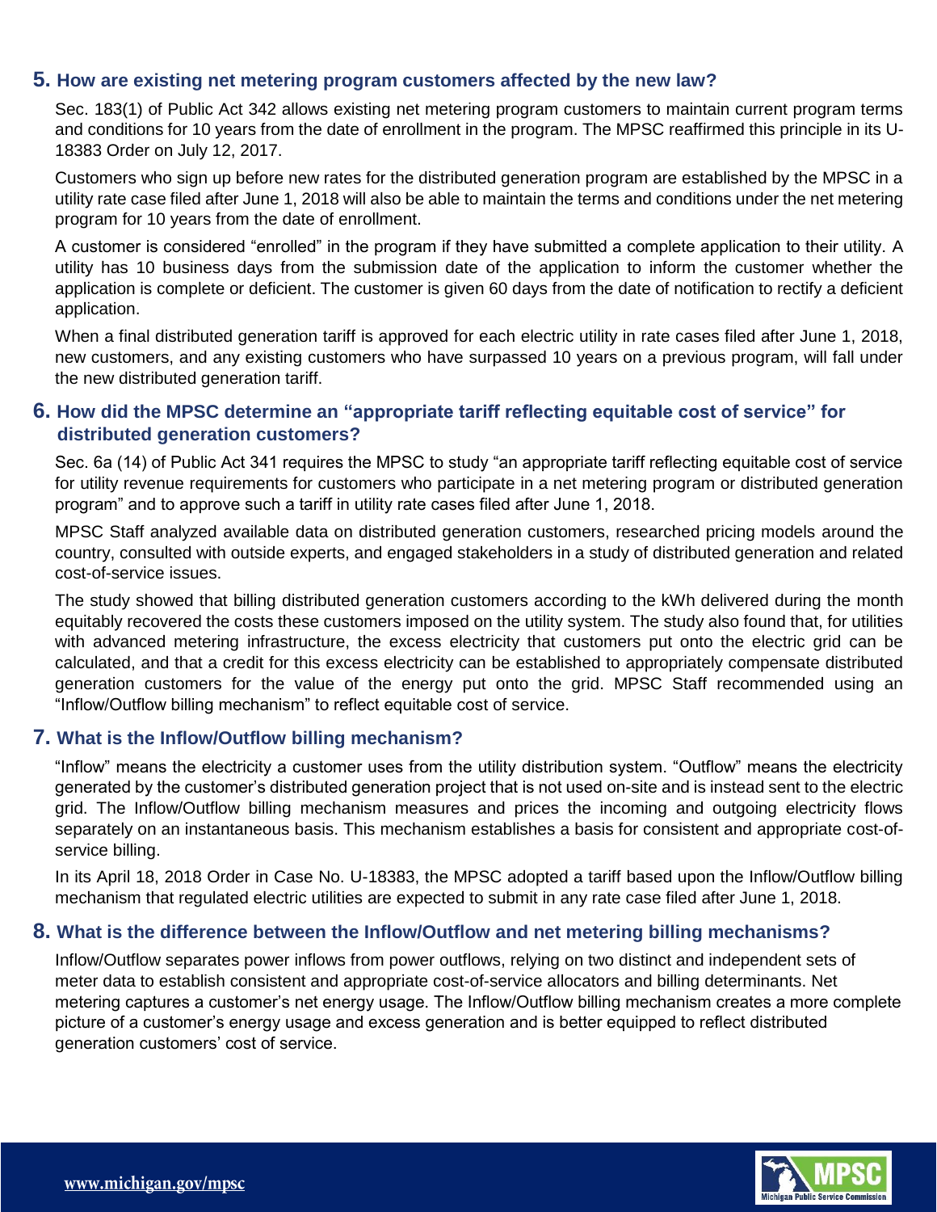### 5. How are existing net metering program customers affected by the new law?

Sec. 183(1) of Public Act 342 allows existing net metering program customers to maintain current program terms and conditions for 10 years from the date of enrollment in the program. The MPSC reaffirmed this principle in its U-18383 Order on July 12, 2017.

Customers who sign up before new rates for the distributed generation program are established by the MPSC in a utility rate case filed after June 1, 2018 will also be able to maintain the terms and conditions under the net metering program for 10 years from the date of enrollment.

A customer is considered "enrolled" in the program if they have submitted a complete application to their utility. A utility has 10 business days from the submission date of the application to inform the customer whether the application is complete or deficient. The customer is given 60 days from the date of notification to rectify a deficient application.

When a final distributed generation tariff is approved for each electric utility in rate cases filed after June 1, 2018, new customers, and any existing customers who have surpassed 10 years on a previous program, will fall under the new distributed generation tariff.

### 6. How did the MPSC determine an "appropriate tariff reflecting equitable cost of service" for distributed generation customers?

Sec. 6a (14) of Public Act 341 requires the MPSC to study "an appropriate tariff reflecting equitable cost of service for utility revenue requirements for customers who participate in a net metering program or distributed generation program" and to approve such a tariff in utility rate cases filed after June 1, 2018.

MPSC Staff analyzed available data on distributed generation customers, researched pricing models around the country, consulted with outside experts, and engaged stakeholders in a study of distributed generation and related cost-of-service issues.

The study showed that billing distributed generation customers according to the kWh delivered during the month equitably recovered the costs these customers imposed on the utility system. The study also found that, for utilities with advanced metering infrastructure, the excess electricity that customers put onto the electric grid can be calculated, and that a credit for this excess electricity can be established to appropriately compensate distributed generation customers for the value of the energy put onto the grid. MPSC Staff recommended using an "Inflow/Outflow billing mechanism" to reflect equitable cost of service.

### 7. What is the Inflow/Outflow billing mechanism?

"Inflow" means the electricity a customer uses from the utility distribution system. "Outflow" means the electricity generated by the customer's distributed generation project that is not used on-site and is instead sent to the electric grid. The Inflow/Outflow billing mechanism measures and prices the incoming and outgoing electricity flows separately on an instantaneous basis. This mechanism establishes a basis for consistent and appropriate cost-of-service billing.

In its April 18, 2018 Order in Case No. U-18383, the MPSC adopted a tariff based upon the Inflow/Outflow billing mechanism that regulated electric utilities are expected to submit in any rate case filed after June 1, 2018.

### 8. What is the difference between the Inflow/Outflow and net metering billing mechanisms?

Inflow/Outflow separates power inflows from power outflows, relying on two distinct and independent sets of meter data to establish consistent and appropriate cost-of-service allocators and billing determinants. Net metering captures a customer's net energy usage. The Inflow/Outflow billing mechanism creates a more complete picture of a customer's energy usage and excess generation and is better equipped to reflect distributed generation customers' cost of service.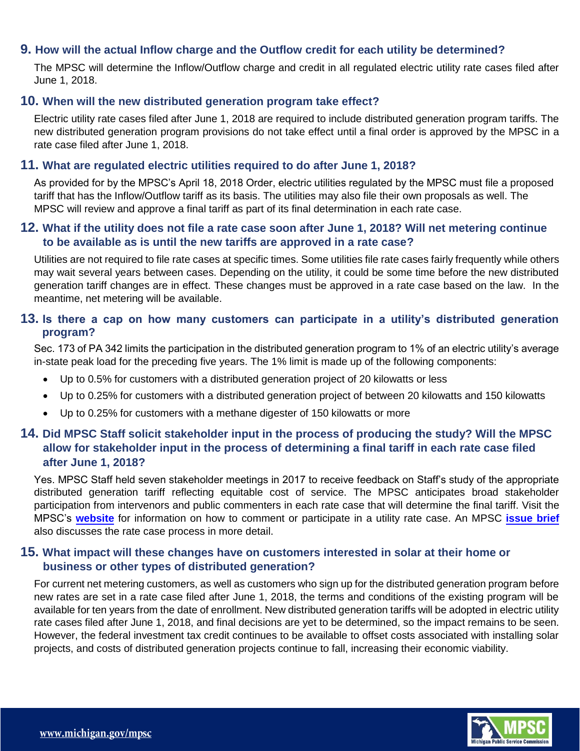## 9. How will the actual Inflow charge and the Outflow credit for each utility be determined?

The MPSC will determine the Inflow/Outflow charge and credit in all regulated electric utility rate cases filed after June 1, 2018.

## 10. When will the new distributed generation program take effect?

Electric utility rate cases filed after June 1, 2018 are required to include distributed generation program tariffs. The new distributed generation program provisions do not take effect until a final order is approved by the MPSC in a rate case filed after June 1, 2018.

## 11. What are regulated electric utilities required to do after June 1, 2018?

As provided for by the MPSC's April 18, 2018 Order, electric utilities regulated by the MPSC must file a proposed tariff that has the Inflow/Outflow tariff as its basis. The utilities may also file their own proposals as well. The MPSC will review and approve a final tariff as part of its final determination in each rate case.

## 12. What if the utility does not file a rate case soon after June 1, 2018? Will net metering continue to be available as is until the new tariffs are approved in a rate case?

Utilities are not required to file rate cases at specific times. Some utilities file rate cases fairly frequently while others may wait several years between cases. Depending on the utility, it could be some time before the new distributed generation tariff changes are in effect. These changes must be approved in a rate case based on the law. In the meantime, net metering will be available.

## 13. Is there a cap on how many customers can participate in a utility's distributed generation program?

Sec. 173 of PA 342 limits the participation in the distributed generation program to 1% of an electric utility's average in-state peak load for the preceding five years. The 1% limit is made up of the following components:

- Up to 0.5% for customers with a distributed generation project of 20 kilowatts or less
- Up to 0.25% for customers with a distributed generation project of between 20 kilowatts and 150 kilowatts
- Up to 0.25% for customers with a methane digester of 150 kilowatts or more

## 14. Did MPSC Staff solicit stakeholder input in the process of producing the study? Will the MPSC allow for stakeholder input in the process of determining a final tariff in each rate case filed after June 1, 2018?

Yes. MPSC Staff held seven stakeholder meetings in 2017 to receive feedback on Staff's study of the appropriate distributed generation tariff reflecting equitable cost of service. The MPSC anticipates broad stakeholder participation from intervenors and public commenters in each rate case that will determine the final tariff. Visit the MPSC's **website** for information on how to comment or participate in a utility rate case. An MPSC **issue brief** also discusses the rate case process in more detail.

## 15. What impact will these changes have on customers interested in solar at their home or business or other types of distributed generation?

For current net metering customers, as well as customers who sign up for the distributed generation program before new rates are set in a rate case filed after June 1, 2018, the terms and conditions of the existing program will be available for ten years from the date of enrollment. New distributed generation tariffs will be adopted in electric utility rate cases filed after June 1, 2018, and final decisions are yet to be determined, so the impact remains to be seen. However, the federal investment tax credit continues to be available to offset costs associated with installing solar projects, and costs of distributed generation projects continue to fall, increasing their economic viability.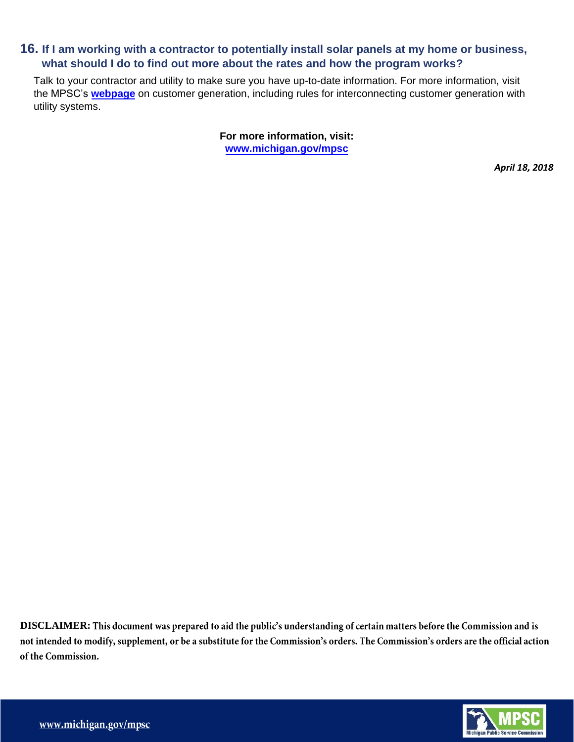## 16. If I am working with a contractor to potentially install solar panels at my home or business, what should I do to find out more about the rates and how the program works?

Talk to your contractor and utility to make sure you have up-to-date information. For more information, visit the MPSC's **webpage** on customer generation, including rules for interconnecting customer generation with utility systems.

**For more information, visit:**
**www.michigan.gov/mpsc**

***April 18, 2018***

**DISCLAIMER: This document was prepared to aid the public's understanding of certain matters before the Commission and is not intended to modify, supplement, or be a substitute for the Commission's orders. The Commission's orders are the official action of the Commission.**